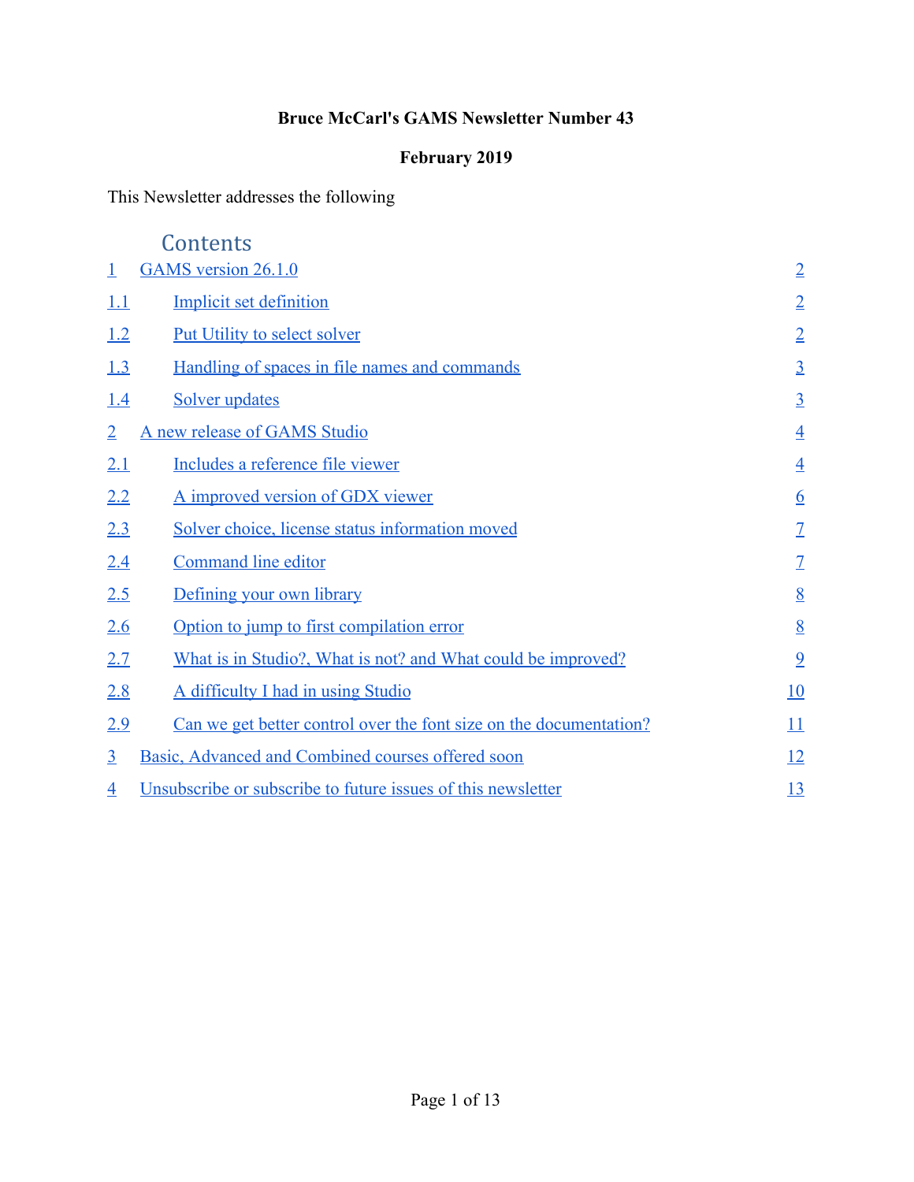**Bruce McCarl's GAMS Newsletter Number 43**

**February 2019**

This Newsletter addresses the following

## Contents

| | | |
|---|---|---|
| 1 | GAMS version 26.1.0 | 2 |
| 1.1 | Implicit set definition | 2 |
| 1.2 | Put Utility to select solver | 2 |
| 1.3 | Handling of spaces in file names and commands | 3 |
| 1.4 | Solver updates | 3 |
| 2 | A new release of GAMS Studio | 4 |
| 2.1 | Includes a reference file viewer | 4 |
| 2.2 | A improved version of GDX viewer | 6 |
| 2.3 | Solver choice, license status information moved | 7 |
| 2.4 | Command line editor | 7 |
| 2.5 | Defining your own library | 8 |
| 2.6 | Option to jump to first compilation error | 8 |
| 2.7 | What is in Studio?, What is not? and What could be improved? | 9 |
| 2.8 | A difficulty I had in using Studio | 10 |
| 2.9 | Can we get better control over the font size on the documentation? | 11 |
| 3 | Basic, Advanced and Combined courses offered soon | 12 |
| 4 | Unsubscribe or subscribe to future issues of this newsletter | 13 |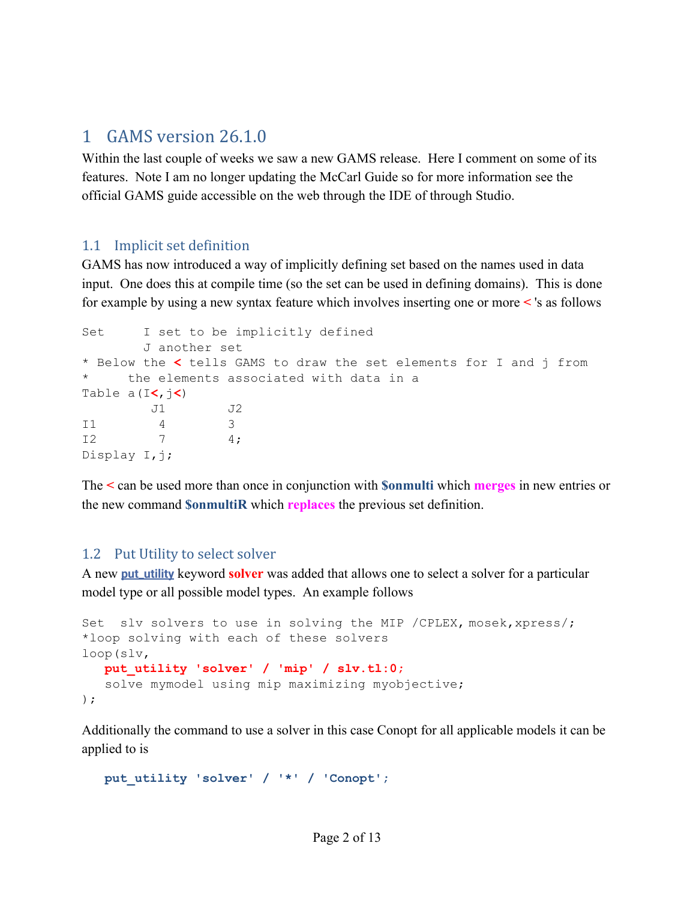# 1 GAMS version 26.1.0

Within the last couple of weeks we saw a new GAMS release. Here I comment on some of its features. Note I am no longer updating the McCarl Guide so for more information see the official GAMS guide accessible on the web through the IDE of through Studio.

## 1.1 Implicit set definition

GAMS has now introduced a way of implicitly defining set based on the names used in data input. One does this at compile time (so the set can be used in defining domains). This is done for example by using a new syntax feature which involves inserting one or more **<**'s as follows

```
Set     I set to be implicitly defined
        J another set
* Below the < tells GAMS to draw the set elements for I and j from
*     the elements associated with data in a
Table a(I<,j<)
         J1        J2
I1        4         3
I2        7         4;
Display I,j;
```

The **<** can be used more than once in conjunction with **$onmulti** which **merges** in new entries or the new command **$onmultiR** which **replaces** the previous set definition.

## 1.2 Put Utility to select solver

A new **put_utility** keyword **solver** was added that allows one to select a solver for a particular model type or all possible model types. An example follows

```
Set  slv solvers to use in solving the MIP /CPLEX,mosek,xpress/;
*loop solving with each of these solvers
loop(slv,
   put_utility 'solver' / 'mip' / slv.tl:0;
   solve mymodel using mip maximizing myobjective;
);
```

Additionally the command to use a solver in this case Conopt for all applicable models it can be applied to is

```
   put_utility 'solver' / '*' / 'Conopt';
```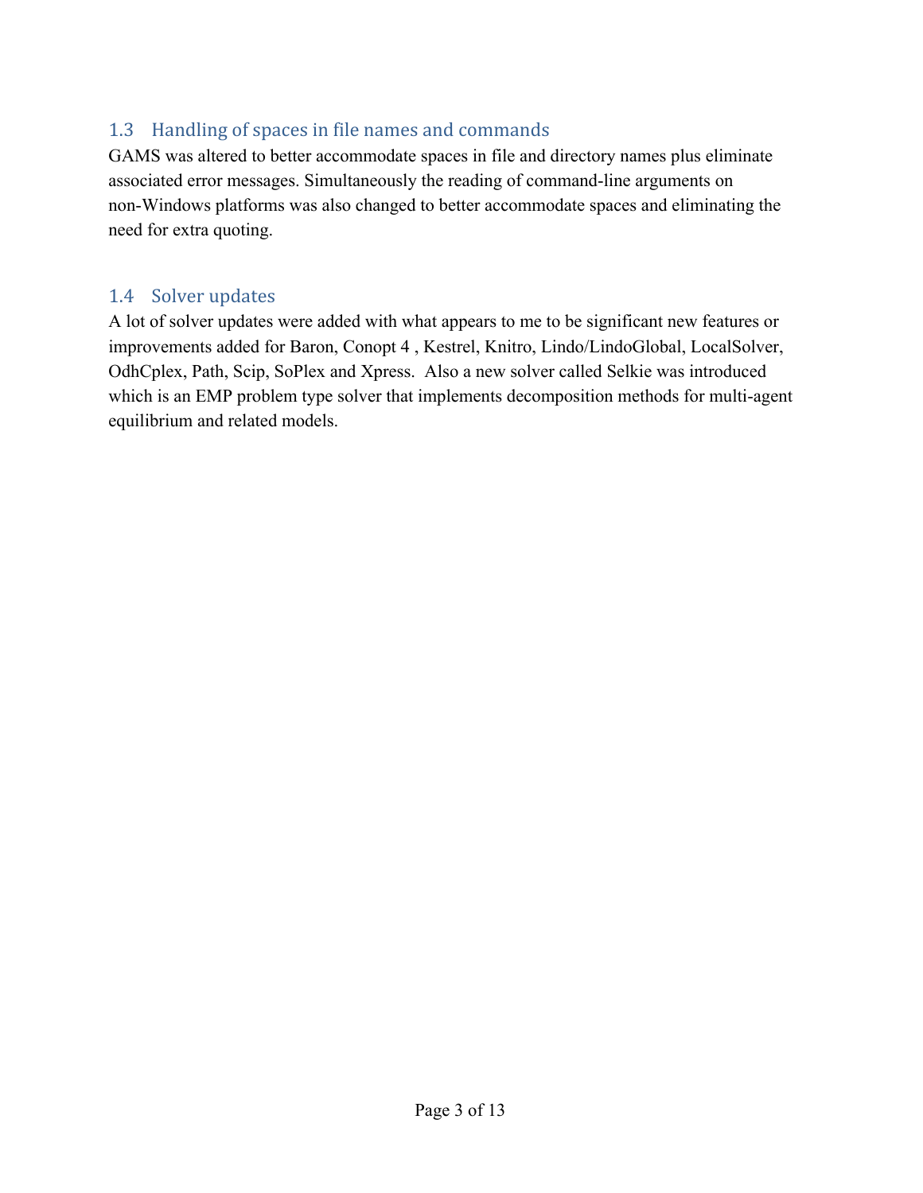## 1.3 Handling of spaces in file names and commands

GAMS was altered to better accommodate spaces in file and directory names plus eliminate associated error messages. Simultaneously the reading of command-line arguments on non-Windows platforms was also changed to better accommodate spaces and eliminating the need for extra quoting.

## 1.4 Solver updates

A lot of solver updates were added with what appears to me to be significant new features or improvements added for Baron, Conopt 4 , Kestrel, Knitro, Lindo/LindoGlobal, LocalSolver, OdhCplex, Path, Scip, SoPlex and Xpress. Also a new solver called Selkie was introduced which is an EMP problem type solver that implements decomposition methods for multi-agent equilibrium and related models.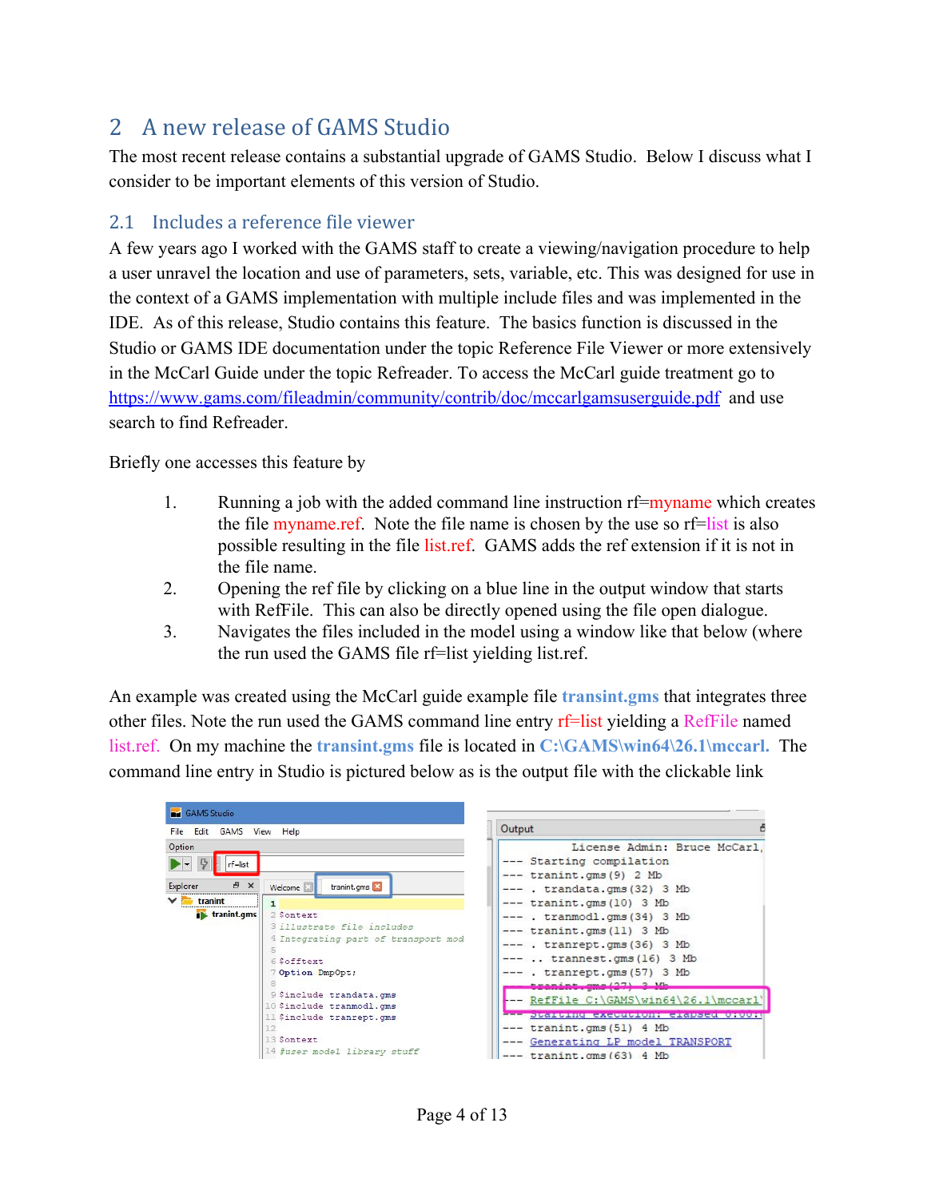## 2 A new release of GAMS Studio

The most recent release contains a substantial upgrade of GAMS Studio. Below I discuss what I consider to be important elements of this version of Studio.

### 2.1 Includes a reference file viewer

A few years ago I worked with the GAMS staff to create a viewing/navigation procedure to help a user unravel the location and use of parameters, sets, variable, etc. This was designed for use in the context of a GAMS implementation with multiple include files and was implemented in the IDE. As of this release, Studio contains this feature. The basics function is discussed in the Studio or GAMS IDE documentation under the topic Reference File Viewer or more extensively in the McCarl Guide under the topic Refreader. To access the McCarl guide treatment go to https://www.gams.com/fileadmin/community/contrib/doc/mccarlgamsuserguide.pdf and use search to find Refreader.

Briefly one accesses this feature by

1. Running a job with the added command line instruction rf=myname which creates the file myname.ref. Note the file name is chosen by the use so rf=list is also possible resulting in the file list.ref. GAMS adds the ref extension if it is not in the file name.
2. Opening the ref file by clicking on a blue line in the output window that starts with RefFile. This can also be directly opened using the file open dialogue.
3. Navigates the files included in the model using a window like that below (where the run used the GAMS file rf=list yielding list.ref.

An example was created using the McCarl guide example file **transint.gms** that integrates three other files. Note the run used the GAMS command line entry rf=list yielding a RefFile named list.ref. On my machine the **transint.gms** file is located in **C:\GAMS\win64\26.1\mccarl.** The command line entry in Studio is pictured below as is the output file with the clickable link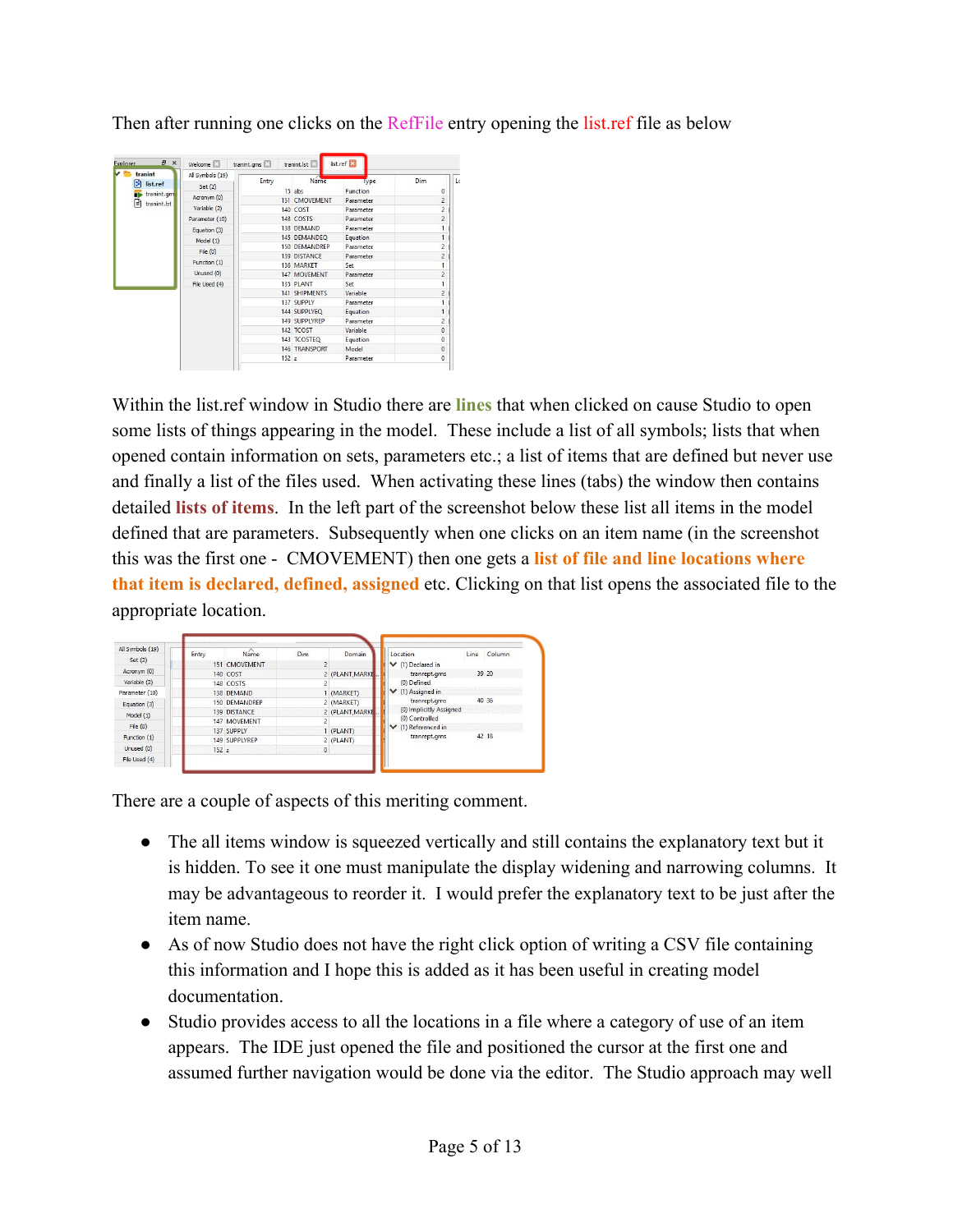Then after running one clicks on the RefFile entry opening the list.ref file as below

Within the list.ref window in Studio there are **lines** that when clicked on cause Studio to open some lists of things appearing in the model. These include a list of all symbols; lists that when opened contain information on sets, parameters etc.; a list of items that are defined but never use and finally a list of the files used. When activating these lines (tabs) the window then contains detailed **lists of items**. In the left part of the screenshot below these list all items in the model defined that are parameters. Subsequently when one clicks on an item name (in the screenshot this was the first one - CMOVEMENT) then one gets a **list of file and line locations where that item is declared, defined, assigned** etc. Clicking on that list opens the associated file to the appropriate location.

There are a couple of aspects of this meriting comment.

- The all items window is squeezed vertically and still contains the explanatory text but it is hidden. To see it one must manipulate the display widening and narrowing columns. It may be advantageous to reorder it. I would prefer the explanatory text to be just after the item name.
- As of now Studio does not have the right click option of writing a CSV file containing this information and I hope this is added as it has been useful in creating model documentation.
- Studio provides access to all the locations in a file where a category of use of an item appears. The IDE just opened the file and positioned the cursor at the first one and assumed further navigation would be done via the editor. The Studio approach may well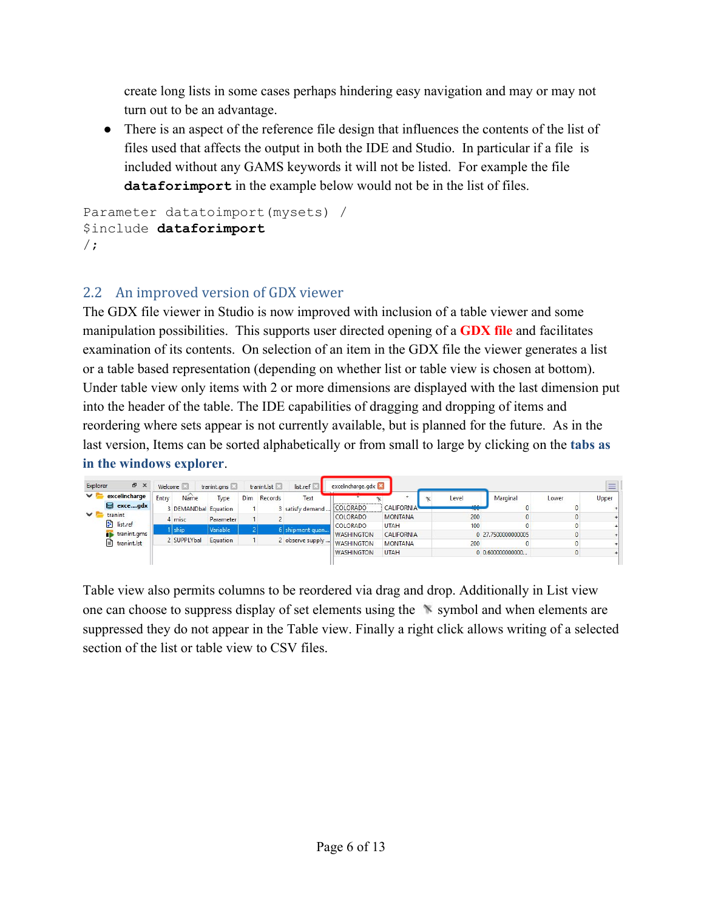create long lists in some cases perhaps hindering easy navigation and may or may not turn out to be an advantage.

- There is an aspect of the reference file design that influences the contents of the list of files used that affects the output in both the IDE and Studio. In particular if a file is included without any GAMS keywords it will not be listed. For example the file **dataforimport** in the example below would not be in the list of files.

```
Parameter datatoimport(mysets) /
$include dataforimport
/;
```

## 2.2 An improved version of GDX viewer

The GDX file viewer in Studio is now improved with inclusion of a table viewer and some manipulation possibilities. This supports user directed opening of a **GDX file** and facilitates examination of its contents. On selection of an item in the GDX file the viewer generates a list or a table based representation (depending on whether list or table view is chosen at bottom). Under table view only items with 2 or more dimensions are displayed with the last dimension put into the header of the table. The IDE capabilities of dragging and dropping of items and reordering where sets appear is not currently available, but is planned for the future. As in the last version, Items can be sorted alphabetically or from small to large by clicking on the **tabs as in the windows explorer**.

Table view also permits columns to be reordered via drag and drop. Additionally in List view one can choose to suppress display of set elements using the symbol and when elements are suppressed they do not appear in the Table view. Finally a right click allows writing of a selected section of the list or table view to CSV files.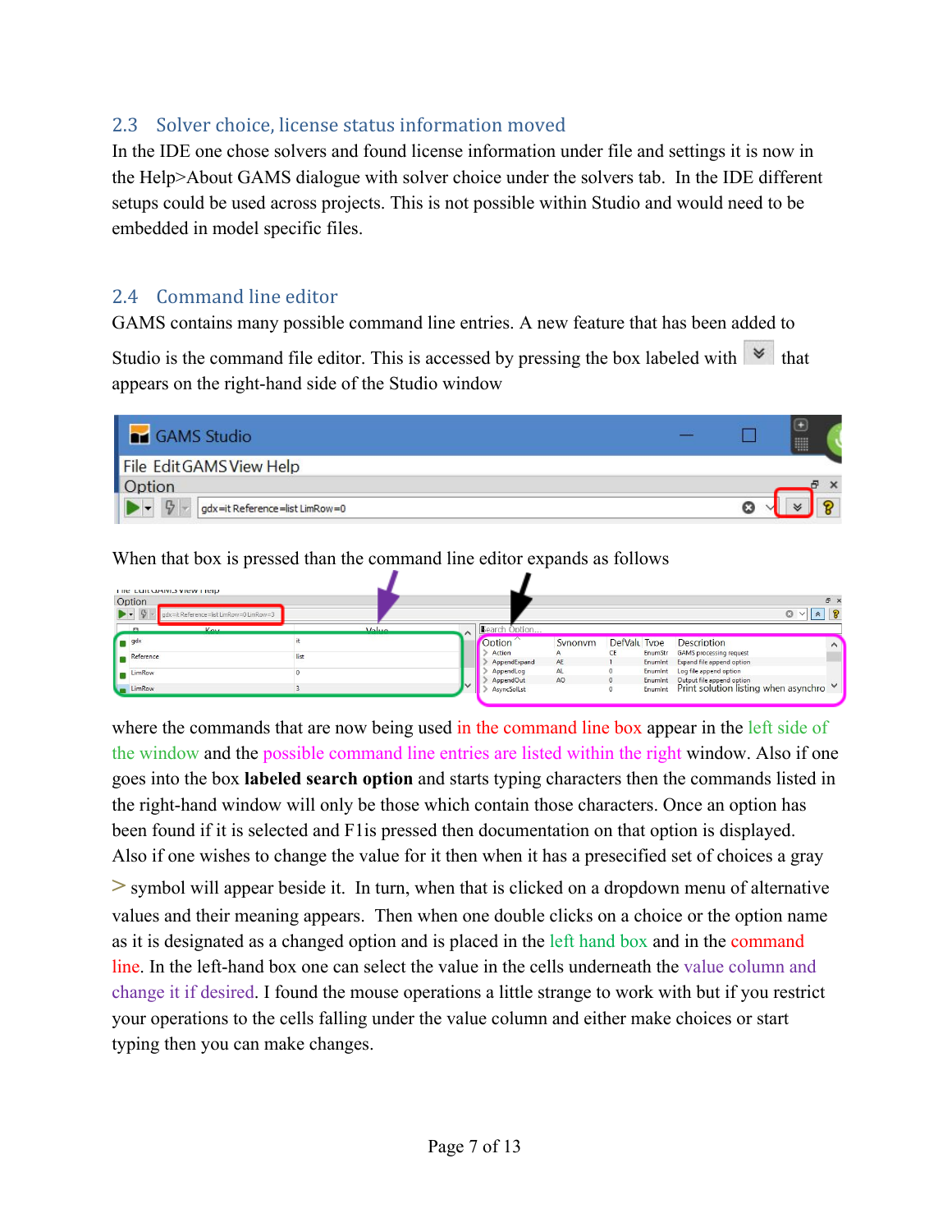## 2.3 Solver choice, license status information moved

In the IDE one chose solvers and found license information under file and settings it is now in the Help>About GAMS dialogue with solver choice under the solvers tab. In the IDE different setups could be used across projects. This is not possible within Studio and would need to be embedded in model specific files.

## 2.4 Command line editor

GAMS contains many possible command line entries. A new feature that has been added to Studio is the command file editor. This is accessed by pressing the box labeled with that appears on the right-hand side of the Studio window

When that box is pressed than the command line editor expands as follows

where the commands that are now being used in the command line box appear in the left side of the window and the possible command line entries are listed within the right window. Also if one goes into the box **labeled search option** and starts typing characters then the commands listed in the right-hand window will only be those which contain those characters. Once an option has been found if it is selected and F1is pressed then documentation on that option is displayed. Also if one wishes to change the value for it then when it has a prescified set of choices a gray > symbol will appear beside it. In turn, when that is clicked on a dropdown menu of alternative values and their meaning appears. Then when one double clicks on a choice or the option name as it is designated as a changed option and is placed in the left hand box and in the command line. In the left-hand box one can select the value in the cells underneath the value column and change it if desired. I found the mouse operations a little strange to work with but if you restrict your operations to the cells falling under the value column and either make choices or start typing then you can make changes.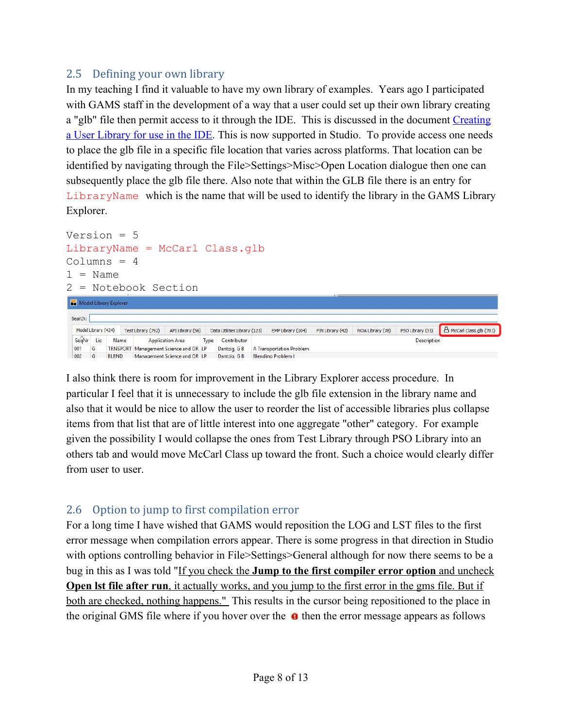## 2.5 Defining your own library

In my teaching I find it valuable to have my own library of examples. Years ago I participated with GAMS staff in the development of a way that a user could set up their own library creating a "glb" file then permit access to it through the IDE. This is discussed in the document [Creating a User Library for use in the IDE](). This is now supported in Studio. To provide access one needs to place the glb file in a specific file location that varies across platforms. That location can be identified by navigating through the File>Settings>Misc>Open Location dialogue then one can subsequently place the glb file there. Also note that within the GLB file there is an entry for LibraryName which is the name that will be used to identify the library in the GAMS Library Explorer.

```
Version = 5
LibraryName = McCarl Class.glb
Columns = 4
1 = Name
2 = Notebook Section
```

I also think there is room for improvement in the Library Explorer access procedure. In particular I feel that it is unnecessary to include the glb file extension in the library name and also that it would be nice to allow the user to reorder the list of accessible libraries plus collapse items from that list that are of little interest into one aggregate "other" category. For example given the possibility I would collapse the ones from Test Library through PSO Library into an others tab and would move McCarl Class up toward the front. Such a choice would clearly differ from user to user.

## 2.6 Option to jump to first compilation error

For a long time I have wished that GAMS would reposition the LOG and LST files to the first error message when compilation errors appear. There is some progress in that direction in Studio with options controlling behavior in File>Settings>General although for now there seems to be a bug in this as I was told "If you check the **Jump to the first compiler error option** and uncheck **Open lst file after run**, it actually works, and you jump to the first error in the gms file. But if both are checked, nothing happens." This results in the cursor being repositioned to the place in the original GMS file where if you hover over the then the error message appears as follows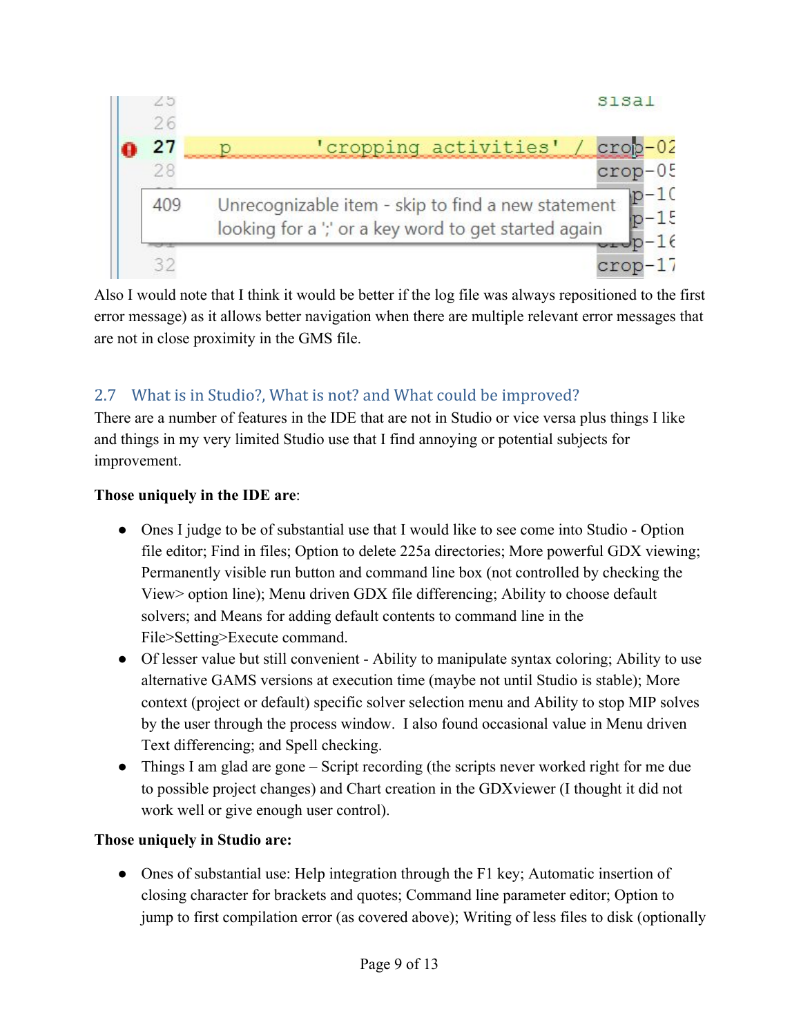Also I would note that I think it would be better if the log file was always repositioned to the first error message) as it allows better navigation when there are multiple relevant error messages that are not in close proximity in the GMS file.

## 2.7 What is in Studio?, What is not? and What could be improved?

There are a number of features in the IDE that are not in Studio or vice versa plus things I like and things in my very limited Studio use that I find annoying or potential subjects for improvement.

**Those uniquely in the IDE are**:

- Ones I judge to be of substantial use that I would like to see come into Studio - Option file editor; Find in files; Option to delete 225a directories; More powerful GDX viewing; Permanently visible run button and command line box (not controlled by checking the View> option line); Menu driven GDX file differencing; Ability to choose default solvers; and Means for adding default contents to command line in the File>Setting>Execute command.
- Of lesser value but still convenient - Ability to manipulate syntax coloring; Ability to use alternative GAMS versions at execution time (maybe not until Studio is stable); More context (project or default) specific solver selection menu and Ability to stop MIP solves by the user through the process window. I also found occasional value in Menu driven Text differencing; and Spell checking.
- Things I am glad are gone – Script recording (the scripts never worked right for me due to possible project changes) and Chart creation in the GDXviewer (I thought it did not work well or give enough user control).

**Those uniquely in Studio are:**

- Ones of substantial use: Help integration through the F1 key; Automatic insertion of closing character for brackets and quotes; Command line parameter editor; Option to jump to first compilation error (as covered above); Writing of less files to disk (optionally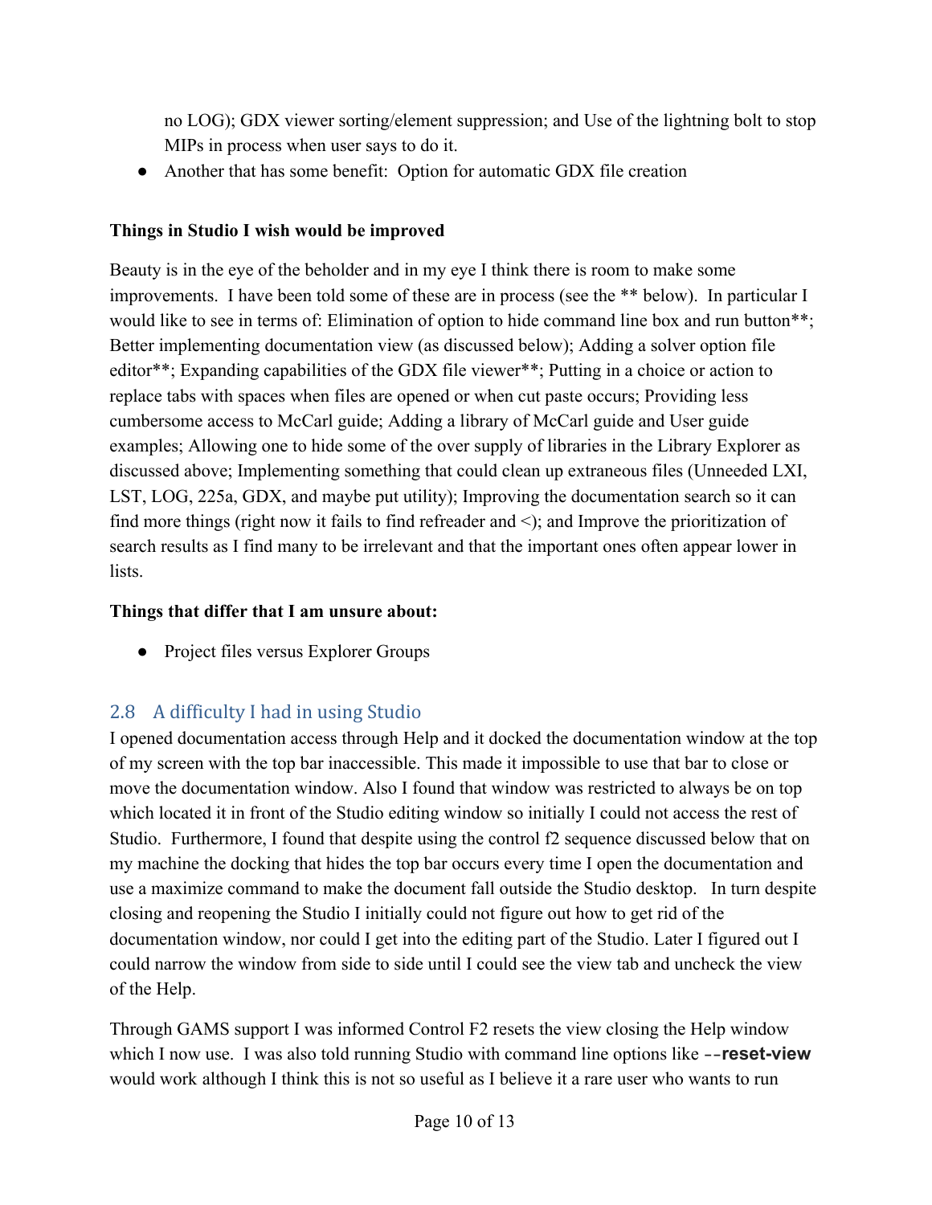no LOG); GDX viewer sorting/element suppression; and Use of the lightning bolt to stop MIPs in process when user says to do it.

- Another that has some benefit: Option for automatic GDX file creation

**Things in Studio I wish would be improved**

Beauty is in the eye of the beholder and in my eye I think there is room to make some improvements. I have been told some of these are in process (see the ** below). In particular I would like to see in terms of: Elimination of option to hide command line box and run button**; Better implementing documentation view (as discussed below); Adding a solver option file editor**; Expanding capabilities of the GDX file viewer**; Putting in a choice or action to replace tabs with spaces when files are opened or when cut paste occurs; Providing less cumbersome access to McCarl guide; Adding a library of McCarl guide and User guide examples; Allowing one to hide some of the over supply of libraries in the Library Explorer as discussed above; Implementing something that could clean up extraneous files (Unneeded LXI, LST, LOG, 225a, GDX, and maybe put utility); Improving the documentation search so it can find more things (right now it fails to find refreader and <); and Improve the prioritization of search results as I find many to be irrelevant and that the important ones often appear lower in lists.

**Things that differ that I am unsure about:**

- Project files versus Explorer Groups

## 2.8 A difficulty I had in using Studio

I opened documentation access through Help and it docked the documentation window at the top of my screen with the top bar inaccessible. This made it impossible to use that bar to close or move the documentation window. Also I found that window was restricted to always be on top which located it in front of the Studio editing window so initially I could not access the rest of Studio. Furthermore, I found that despite using the control f2 sequence discussed below that on my machine the docking that hides the top bar occurs every time I open the documentation and use a maximize command to make the document fall outside the Studio desktop. In turn despite closing and reopening the Studio I initially could not figure out how to get rid of the documentation window, nor could I get into the editing part of the Studio. Later I figured out I could narrow the window from side to side until I could see the view tab and uncheck the view of the Help.

Through GAMS support I was informed Control F2 resets the view closing the Help window which I now use. I was also told running Studio with command line options like **--reset-view** would work although I think this is not so useful as I believe it a rare user who wants to run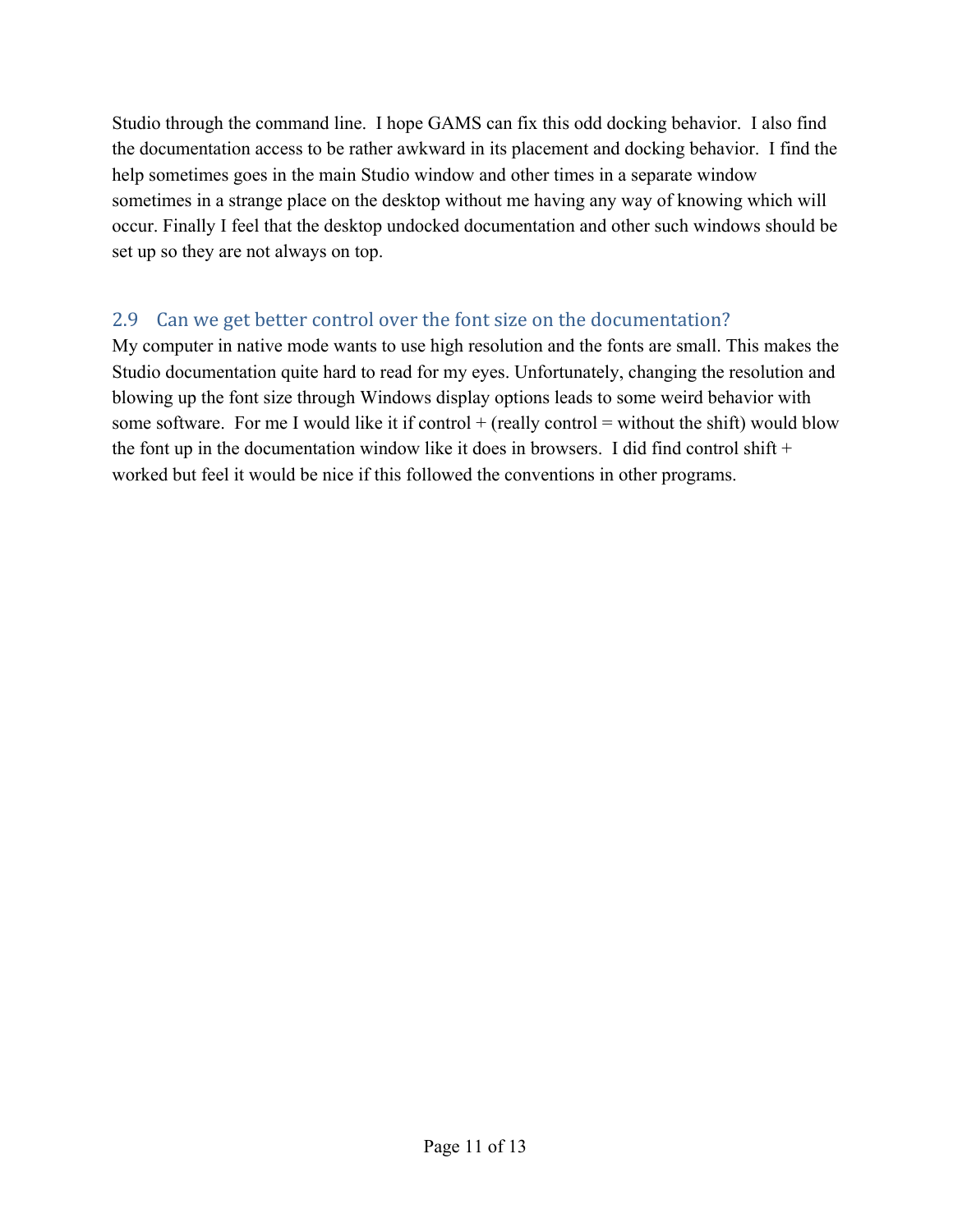Studio through the command line. I hope GAMS can fix this odd docking behavior. I also find the documentation access to be rather awkward in its placement and docking behavior. I find the help sometimes goes in the main Studio window and other times in a separate window sometimes in a strange place on the desktop without me having any way of knowing which will occur. Finally I feel that the desktop undocked documentation and other such windows should be set up so they are not always on top.

## 2.9 Can we get better control over the font size on the documentation?

My computer in native mode wants to use high resolution and the fonts are small. This makes the Studio documentation quite hard to read for my eyes. Unfortunately, changing the resolution and blowing up the font size through Windows display options leads to some weird behavior with some software. For me I would like it if control + (really control = without the shift) would blow the font up in the documentation window like it does in browsers. I did find control shift + worked but feel it would be nice if this followed the conventions in other programs.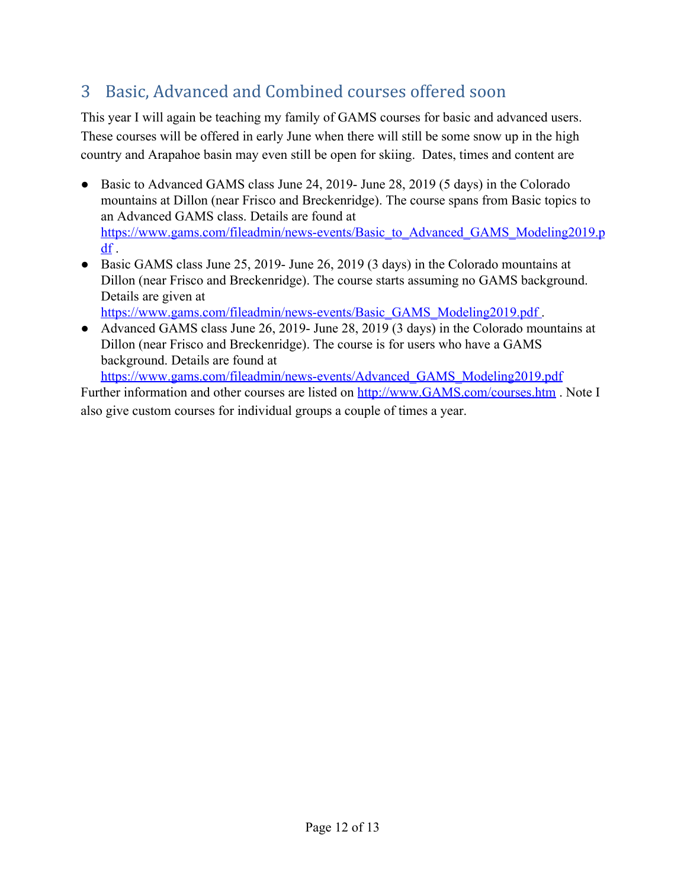## 3 Basic, Advanced and Combined courses offered soon

This year I will again be teaching my family of GAMS courses for basic and advanced users. These courses will be offered in early June when there will still be some snow up in the high country and Arapahoe basin may even still be open for skiing. Dates, times and content are

- Basic to Advanced GAMS class June 24, 2019- June 28, 2019 (5 days) in the Colorado mountains at Dillon (near Frisco and Breckenridge). The course spans from Basic topics to an Advanced GAMS class. Details are found at https://www.gams.com/fileadmin/news-events/Basic_to_Advanced_GAMS_Modeling2019.pdf .
- Basic GAMS class June 25, 2019- June 26, 2019 (3 days) in the Colorado mountains at Dillon (near Frisco and Breckenridge). The course starts assuming no GAMS background. Details are given at https://www.gams.com/fileadmin/news-events/Basic_GAMS_Modeling2019.pdf .
- Advanced GAMS class June 26, 2019- June 28, 2019 (3 days) in the Colorado mountains at Dillon (near Frisco and Breckenridge). The course is for users who have a GAMS background. Details are found at https://www.gams.com/fileadmin/news-events/Advanced_GAMS_Modeling2019.pdf

Further information and other courses are listed on http://www.GAMS.com/courses.htm . Note I also give custom courses for individual groups a couple of times a year.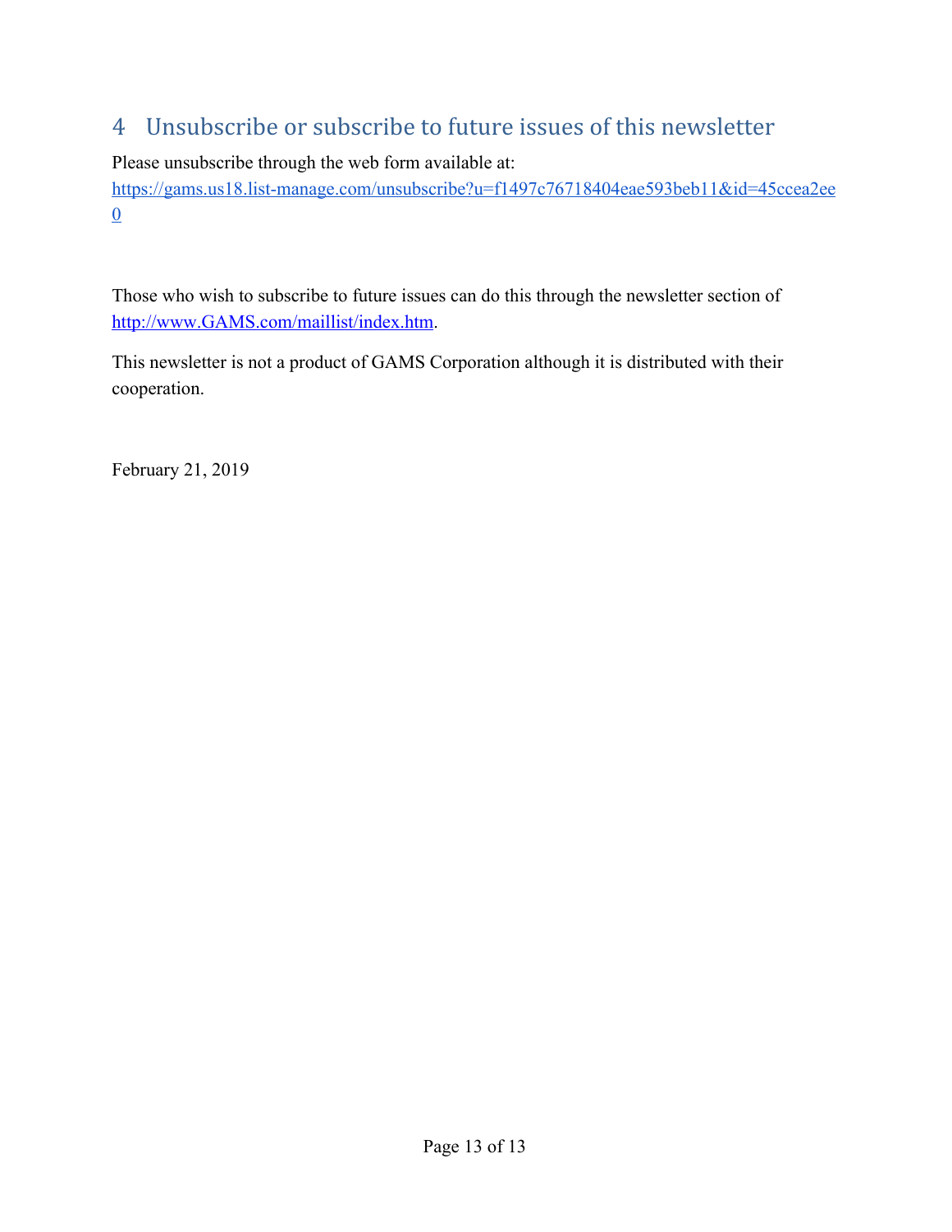## 4 Unsubscribe or subscribe to future issues of this newsletter

Please unsubscribe through the web form available at:
https://gams.us18.list-manage.com/unsubscribe?u=f1497c76718404eae593beb11&id=45ccea2ee0

Those who wish to subscribe to future issues can do this through the newsletter section of http://www.GAMS.com/maillist/index.htm.

This newsletter is not a product of GAMS Corporation although it is distributed with their cooperation.

February 21, 2019